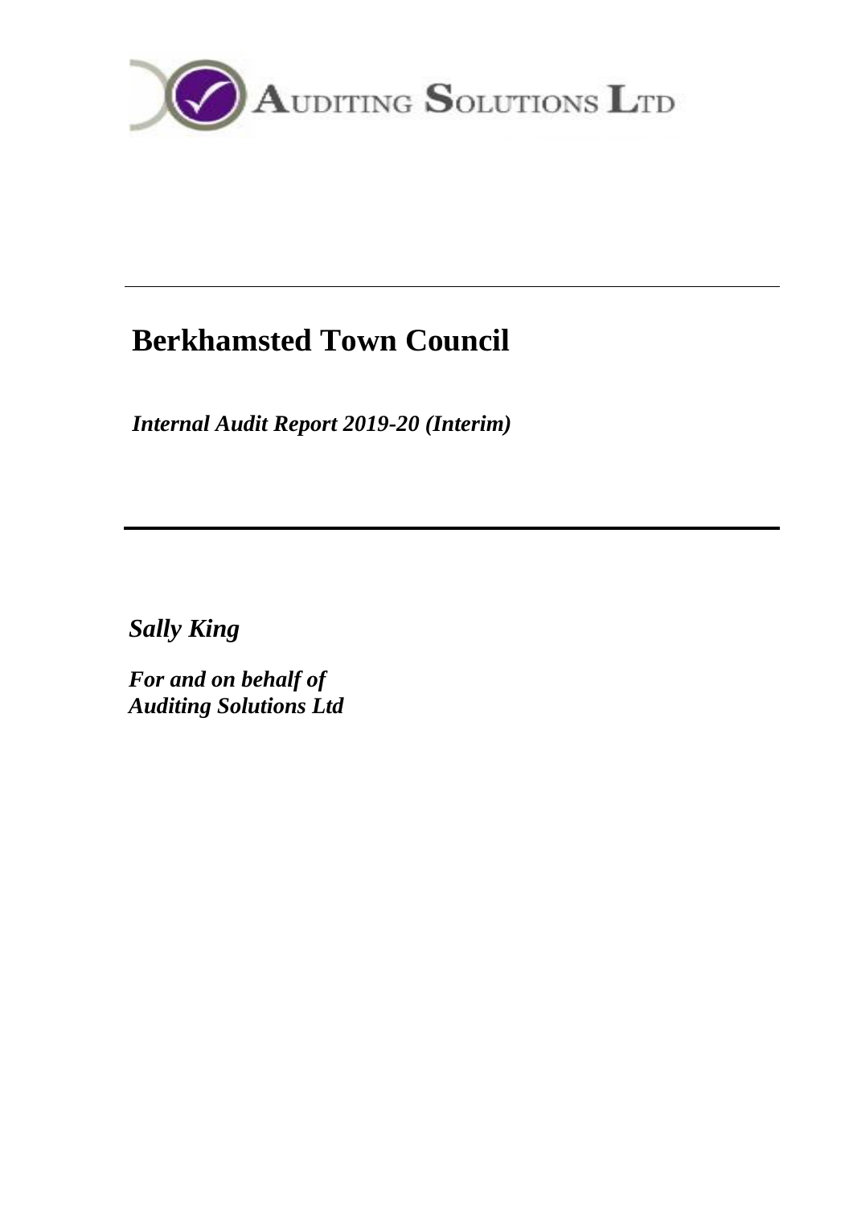AUDITING SOLUTIONS LTD

---

# Berkhamsted Town Council

***Internal Audit Report 2019-20 (Interim)***

---

***Sally King***

***For and on behalf of***
***Auditing Solutions Ltd***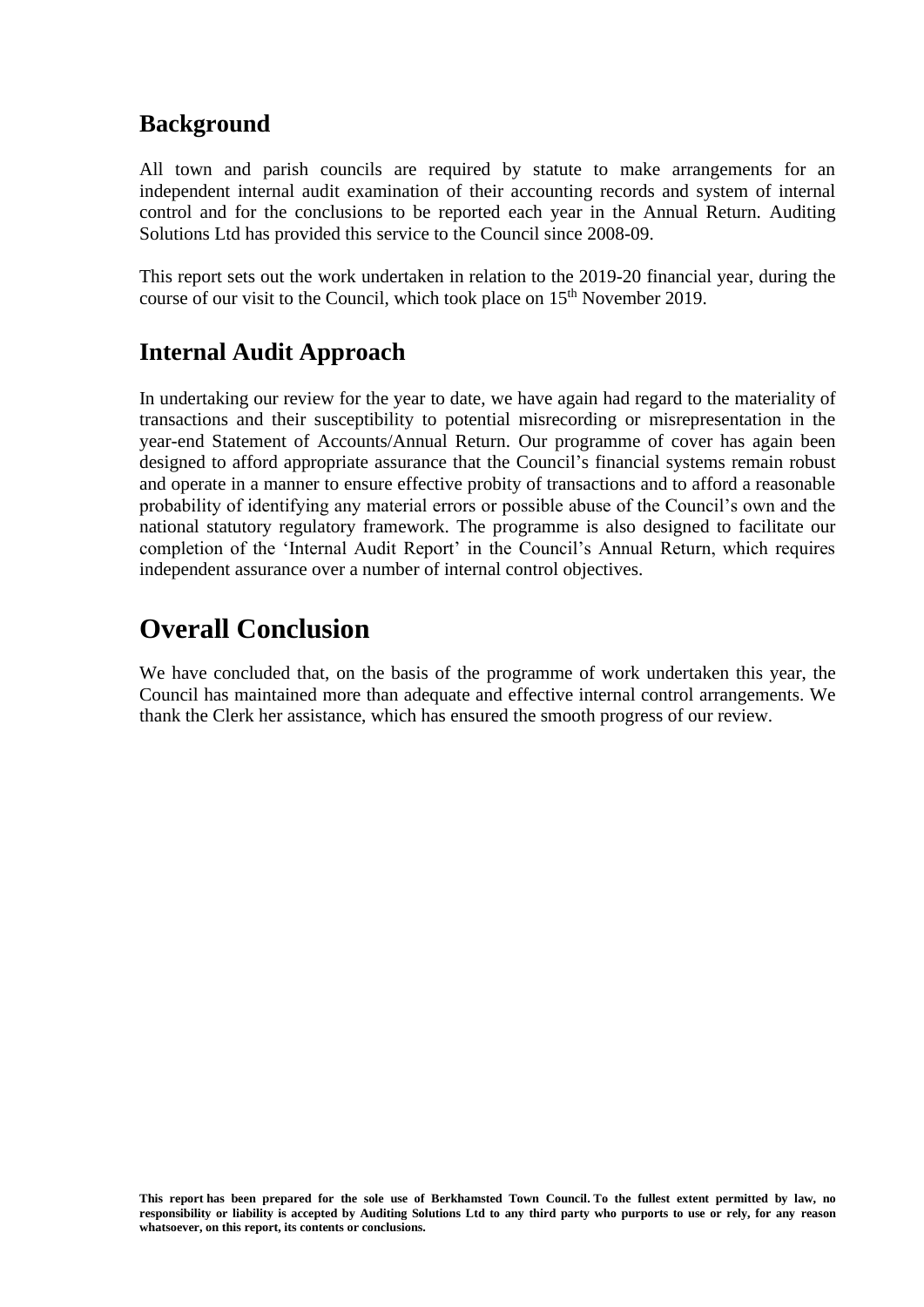## Background

All town and parish councils are required by statute to make arrangements for an independent internal audit examination of their accounting records and system of internal control and for the conclusions to be reported each year in the Annual Return. Auditing Solutions Ltd has provided this service to the Council since 2008-09.

This report sets out the work undertaken in relation to the 2019-20 financial year, during the course of our visit to the Council, which took place on 15th November 2019.

## Internal Audit Approach

In undertaking our review for the year to date, we have again had regard to the materiality of transactions and their susceptibility to potential misrecording or misrepresentation in the year-end Statement of Accounts/Annual Return. Our programme of cover has again been designed to afford appropriate assurance that the Council's financial systems remain robust and operate in a manner to ensure effective probity of transactions and to afford a reasonable probability of identifying any material errors or possible abuse of the Council's own and the national statutory regulatory framework. The programme is also designed to facilitate our completion of the 'Internal Audit Report' in the Council's Annual Return, which requires independent assurance over a number of internal control objectives.

# Overall Conclusion

We have concluded that, on the basis of the programme of work undertaken this year, the Council has maintained more than adequate and effective internal control arrangements. We thank the Clerk her assistance, which has ensured the smooth progress of our review.

**This report has been prepared for the sole use of Berkhamsted Town Council. To the fullest extent permitted by law, no responsibility or liability is accepted by Auditing Solutions Ltd to any third party who purports to use or rely, for any reason whatsoever, on this report, its contents or conclusions.**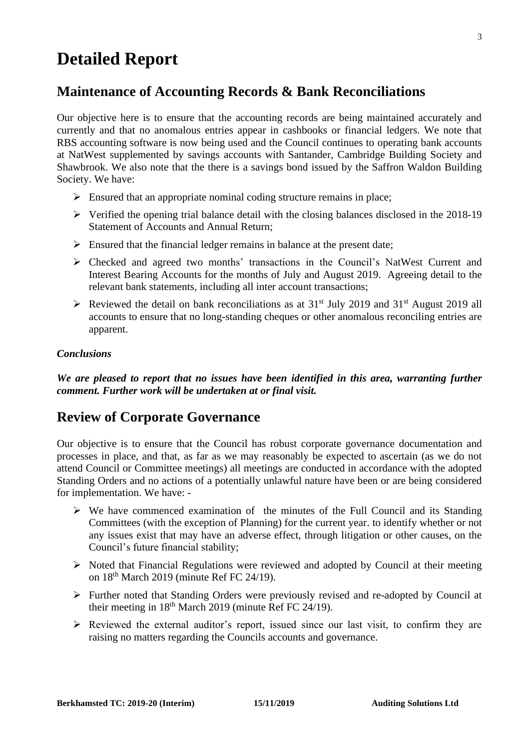# Detailed Report

## Maintenance of Accounting Records & Bank Reconciliations

Our objective here is to ensure that the accounting records are being maintained accurately and currently and that no anomalous entries appear in cashbooks or financial ledgers. We note that RBS accounting software is now being used and the Council continues to operating bank accounts at NatWest supplemented by savings accounts with Santander, Cambridge Building Society and Shawbrook. We also note that the there is a savings bond issued by the Saffron Waldon Building Society. We have:

- Ensured that an appropriate nominal coding structure remains in place;
- Verified the opening trial balance detail with the closing balances disclosed in the 2018-19 Statement of Accounts and Annual Return;
- Ensured that the financial ledger remains in balance at the present date;
- Checked and agreed two months' transactions in the Council's NatWest Current and Interest Bearing Accounts for the months of July and August 2019. Agreeing detail to the relevant bank statements, including all inter account transactions;
- Reviewed the detail on bank reconciliations as at 31st July 2019 and 31st August 2019 all accounts to ensure that no long-standing cheques or other anomalous reconciling entries are apparent.

***Conclusions***

***We are pleased to report that no issues have been identified in this area, warranting further comment. Further work will be undertaken at or final visit.***

## Review of Corporate Governance

Our objective is to ensure that the Council has robust corporate governance documentation and processes in place, and that, as far as we may reasonably be expected to ascertain (as we do not attend Council or Committee meetings) all meetings are conducted in accordance with the adopted Standing Orders and no actions of a potentially unlawful nature have been or are being considered for implementation. We have: -

- We have commenced examination of the minutes of the Full Council and its Standing Committees (with the exception of Planning) for the current year. to identify whether or not any issues exist that may have an adverse effect, through litigation or other causes, on the Council's future financial stability;
- Noted that Financial Regulations were reviewed and adopted by Council at their meeting on 18th March 2019 (minute Ref FC 24/19).
- Further noted that Standing Orders were previously revised and re-adopted by Council at their meeting in 18th March 2019 (minute Ref FC 24/19).
- Reviewed the external auditor's report, issued since our last visit, to confirm they are raising no matters regarding the Councils accounts and governance.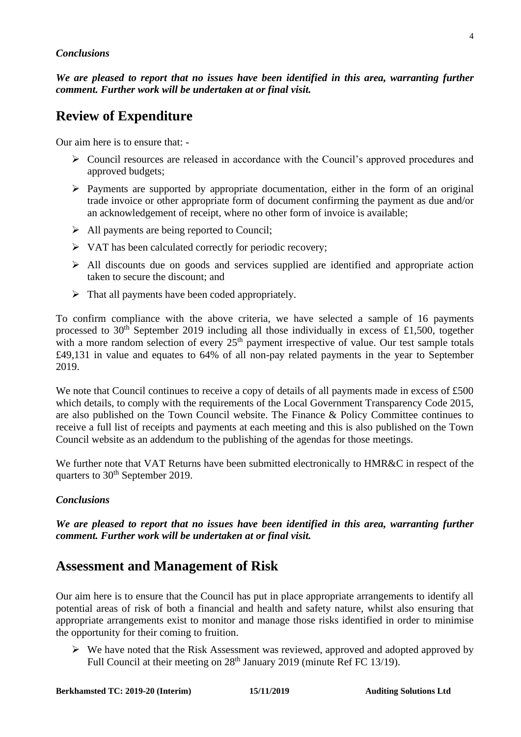*Conclusions*

***We are pleased to report that no issues have been identified in this area, warranting further comment. Further work will be undertaken at or final visit.***

## Review of Expenditure

Our aim here is to ensure that: -

- Council resources are released in accordance with the Council's approved procedures and approved budgets;
- Payments are supported by appropriate documentation, either in the form of an original trade invoice or other appropriate form of document confirming the payment as due and/or an acknowledgement of receipt, where no other form of invoice is available;
- All payments are being reported to Council;
- VAT has been calculated correctly for periodic recovery;
- All discounts due on goods and services supplied are identified and appropriate action taken to secure the discount; and
- That all payments have been coded appropriately.

To confirm compliance with the above criteria, we have selected a sample of 16 payments processed to 30th September 2019 including all those individually in excess of £1,500, together with a more random selection of every 25th payment irrespective of value. Our test sample totals £49,131 in value and equates to 64% of all non-pay related payments in the year to September 2019.

We note that Council continues to receive a copy of details of all payments made in excess of £500 which details, to comply with the requirements of the Local Government Transparency Code 2015, are also published on the Town Council website. The Finance & Policy Committee continues to receive a full list of receipts and payments at each meeting and this is also published on the Town Council website as an addendum to the publishing of the agendas for those meetings.

We further note that VAT Returns have been submitted electronically to HMR&C in respect of the quarters to 30th September 2019.

*Conclusions*

***We are pleased to report that no issues have been identified in this area, warranting further comment. Further work will be undertaken at or final visit.***

## Assessment and Management of Risk

Our aim here is to ensure that the Council has put in place appropriate arrangements to identify all potential areas of risk of both a financial and health and safety nature, whilst also ensuring that appropriate arrangements exist to monitor and manage those risks identified in order to minimise the opportunity for their coming to fruition.

- We have noted that the Risk Assessment was reviewed, approved and adopted approved by Full Council at their meeting on 28th January 2019 (minute Ref FC 13/19).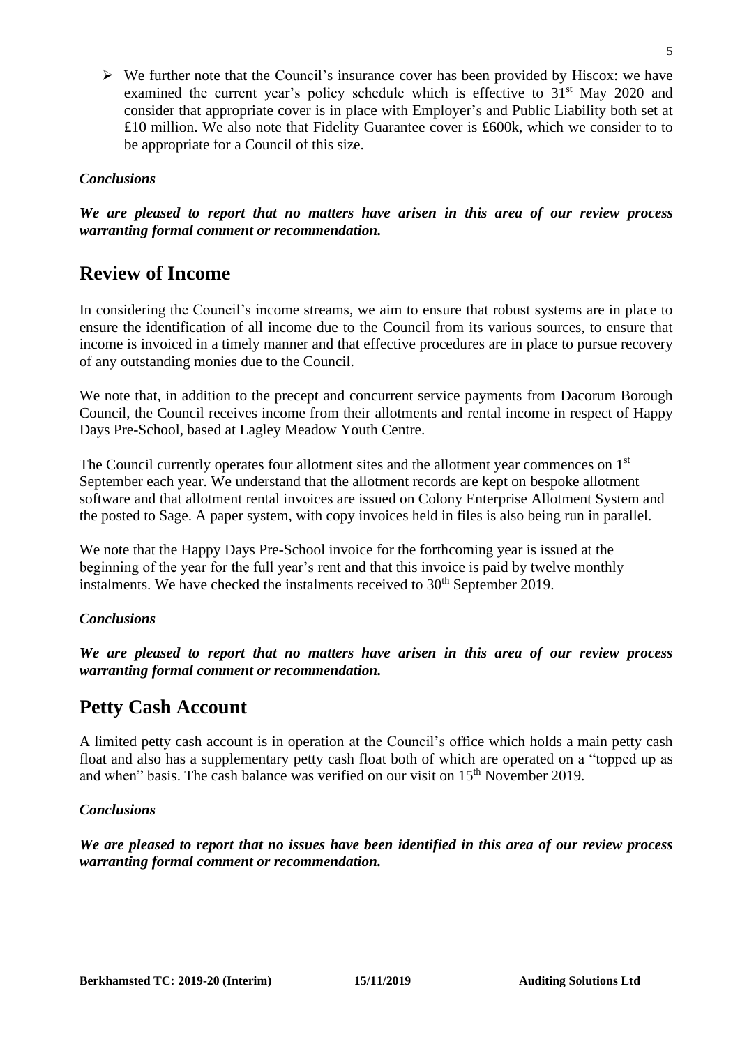- We further note that the Council's insurance cover has been provided by Hiscox: we have examined the current year's policy schedule which is effective to 31st May 2020 and consider that appropriate cover is in place with Employer's and Public Liability both set at £10 million. We also note that Fidelity Guarantee cover is £600k, which we consider to to be appropriate for a Council of this size.

***Conclusions***

***We are pleased to report that no matters have arisen in this area of our review process warranting formal comment or recommendation.***

## Review of Income

In considering the Council's income streams, we aim to ensure that robust systems are in place to ensure the identification of all income due to the Council from its various sources, to ensure that income is invoiced in a timely manner and that effective procedures are in place to pursue recovery of any outstanding monies due to the Council.

We note that, in addition to the precept and concurrent service payments from Dacorum Borough Council, the Council receives income from their allotments and rental income in respect of Happy Days Pre-School, based at Lagley Meadow Youth Centre.

The Council currently operates four allotment sites and the allotment year commences on 1st September each year. We understand that the allotment records are kept on bespoke allotment software and that allotment rental invoices are issued on Colony Enterprise Allotment System and the posted to Sage. A paper system, with copy invoices held in files is also being run in parallel.

We note that the Happy Days Pre-School invoice for the forthcoming year is issued at the beginning of the year for the full year's rent and that this invoice is paid by twelve monthly instalments. We have checked the instalments received to 30th September 2019.

***Conclusions***

***We are pleased to report that no matters have arisen in this area of our review process warranting formal comment or recommendation.***

## Petty Cash Account

A limited petty cash account is in operation at the Council's office which holds a main petty cash float and also has a supplementary petty cash float both of which are operated on a "topped up as and when" basis. The cash balance was verified on our visit on 15th November 2019.

***Conclusions***

***We are pleased to report that no issues have been identified in this area of our review process warranting formal comment or recommendation.***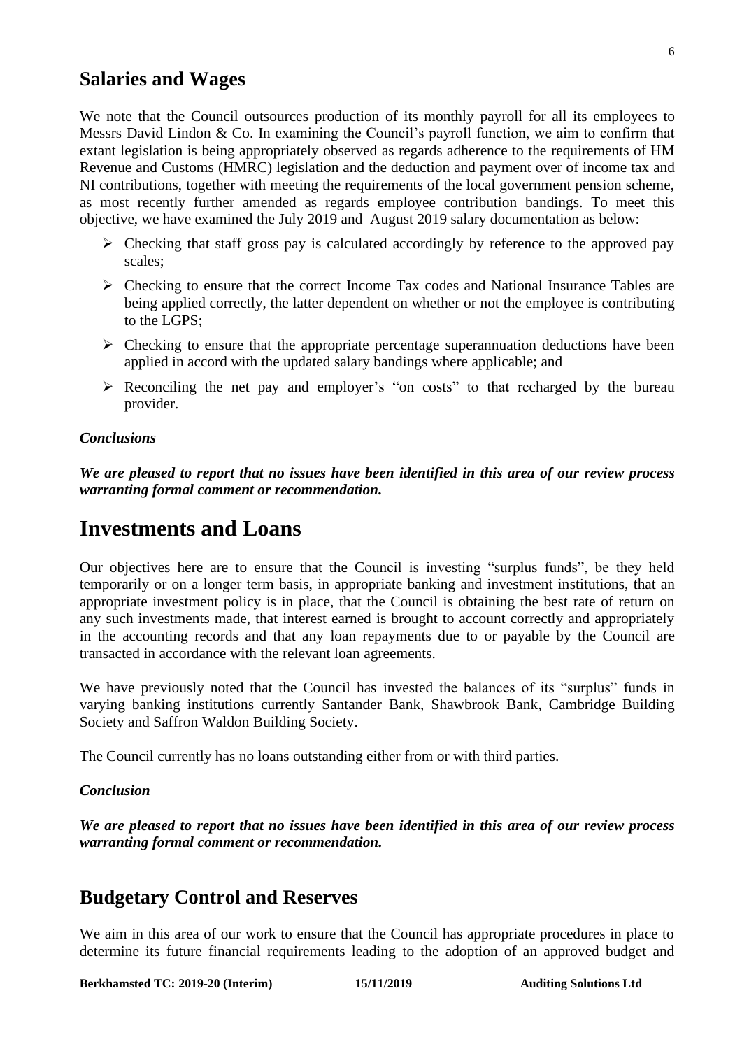## Salaries and Wages

We note that the Council outsources production of its monthly payroll for all its employees to Messrs David Lindon & Co. In examining the Council's payroll function, we aim to confirm that extant legislation is being appropriately observed as regards adherence to the requirements of HM Revenue and Customs (HMRC) legislation and the deduction and payment over of income tax and NI contributions, together with meeting the requirements of the local government pension scheme, as most recently further amended as regards employee contribution bandings. To meet this objective, we have examined the July 2019 and August 2019 salary documentation as below:

- Checking that staff gross pay is calculated accordingly by reference to the approved pay scales;
- Checking to ensure that the correct Income Tax codes and National Insurance Tables are being applied correctly, the latter dependent on whether or not the employee is contributing to the LGPS;
- Checking to ensure that the appropriate percentage superannuation deductions have been applied in accord with the updated salary bandings where applicable; and
- Reconciling the net pay and employer's "on costs" to that recharged by the bureau provider.

***Conclusions***

***We are pleased to report that no issues have been identified in this area of our review process warranting formal comment or recommendation.***

# Investments and Loans

Our objectives here are to ensure that the Council is investing "surplus funds", be they held temporarily or on a longer term basis, in appropriate banking and investment institutions, that an appropriate investment policy is in place, that the Council is obtaining the best rate of return on any such investments made, that interest earned is brought to account correctly and appropriately in the accounting records and that any loan repayments due to or payable by the Council are transacted in accordance with the relevant loan agreements.

We have previously noted that the Council has invested the balances of its "surplus" funds in varying banking institutions currently Santander Bank, Shawbrook Bank, Cambridge Building Society and Saffron Waldon Building Society.

The Council currently has no loans outstanding either from or with third parties.

***Conclusion***

***We are pleased to report that no issues have been identified in this area of our review process warranting formal comment or recommendation.***

## Budgetary Control and Reserves

We aim in this area of our work to ensure that the Council has appropriate procedures in place to determine its future financial requirements leading to the adoption of an approved budget and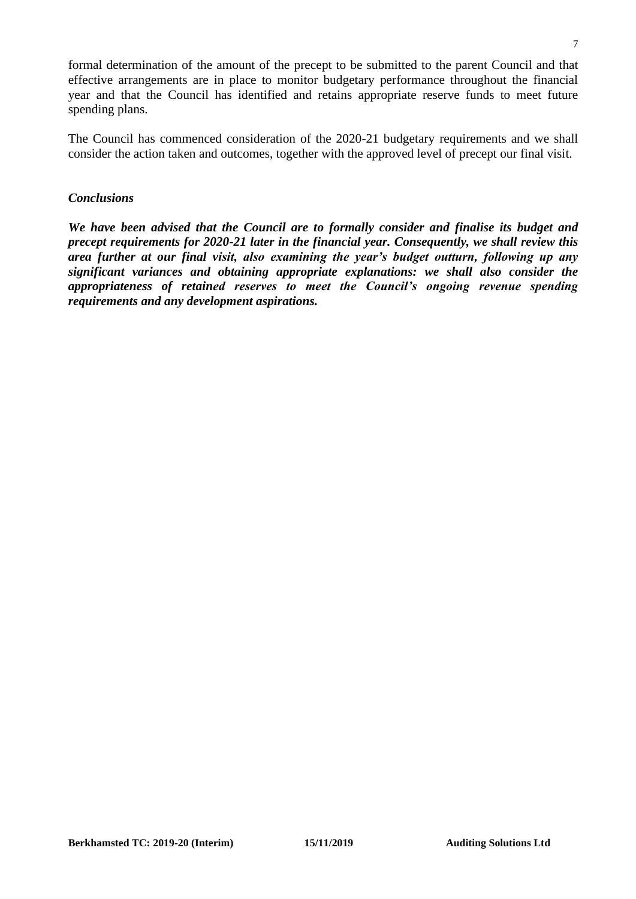formal determination of the amount of the precept to be submitted to the parent Council and that effective arrangements are in place to monitor budgetary performance throughout the financial year and that the Council has identified and retains appropriate reserve funds to meet future spending plans.

The Council has commenced consideration of the 2020-21 budgetary requirements and we shall consider the action taken and outcomes, together with the approved level of precept our final visit.

### *Conclusions*

***We have been advised that the Council are to formally consider and finalise its budget and precept requirements for 2020-21 later in the financial year. Consequently, we shall review this area further at our final visit, also examining the year's budget outturn, following up any significant variances and obtaining appropriate explanations: we shall also consider the appropriateness of retained reserves to meet the Council's ongoing revenue spending requirements and any development aspirations.***